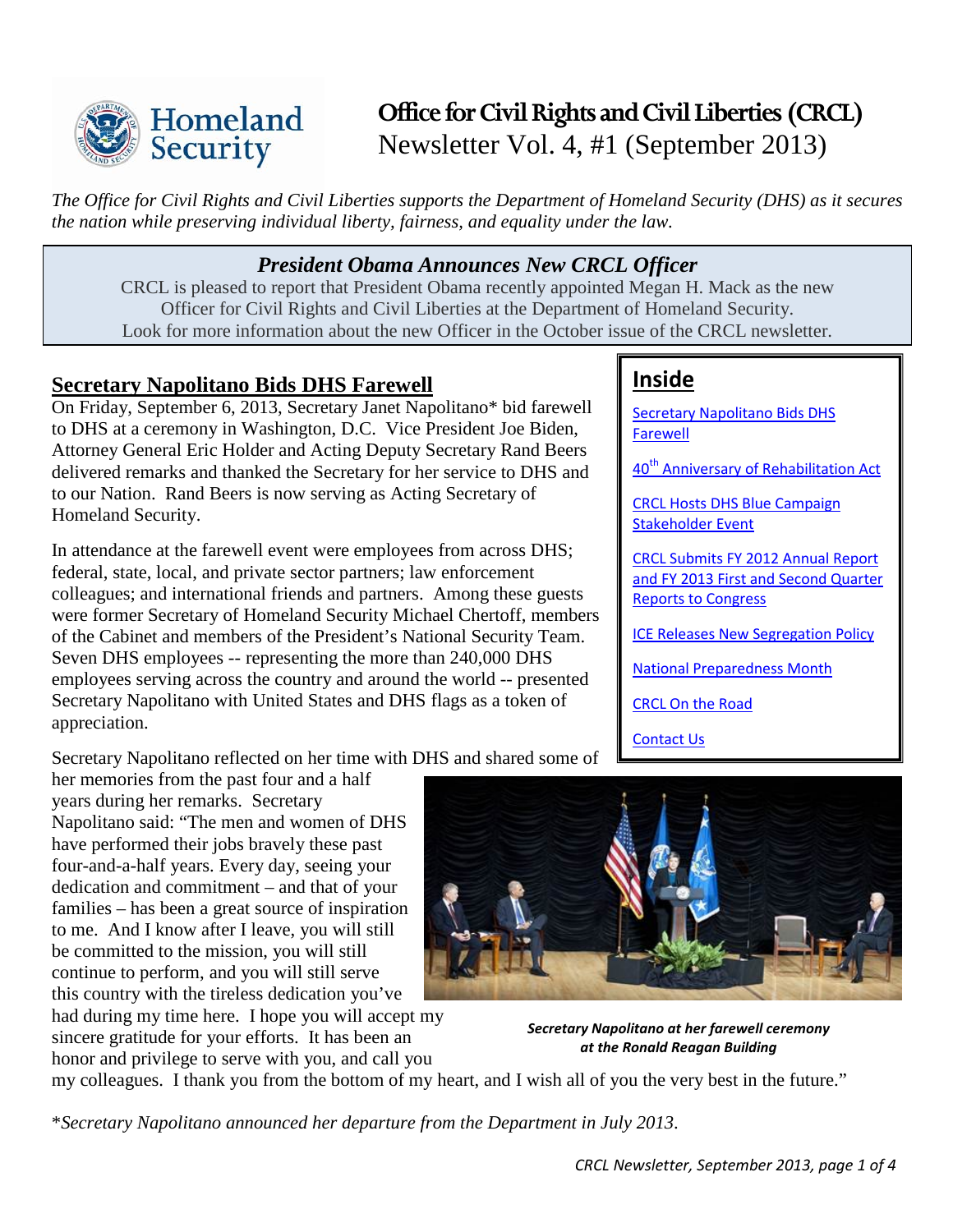# Office for Civil Rights and Civil Liberties (CRCL)
Newsletter Vol. 4, #1 (September 2013)

*The Office for Civil Rights and Civil Liberties supports the Department of Homeland Security (DHS) as it secures the nation while preserving individual liberty, fairness, and equality under the law.*

### *President Obama Announces New CRCL Officer*

CRCL is pleased to report that President Obama recently appointed Megan H. Mack as the new Officer for Civil Rights and Civil Liberties at the Department of Homeland Security. Look for more information about the new Officer in the October issue of the CRCL newsletter.

## Inside

- Secretary Napolitano Bids DHS Farewell
- 40th Anniversary of Rehabilitation Act
- CRCL Hosts DHS Blue Campaign Stakeholder Event
- CRCL Submits FY 2012 Annual Report and FY 2013 First and Second Quarter Reports to Congress
- ICE Releases New Segregation Policy
- National Preparedness Month
- CRCL On the Road
- Contact Us

## Secretary Napolitano Bids DHS Farewell

On Friday, September 6, 2013, Secretary Janet Napolitano* bid farewell to DHS at a ceremony in Washington, D.C. Vice President Joe Biden, Attorney General Eric Holder and Acting Deputy Secretary Rand Beers delivered remarks and thanked the Secretary for her service to DHS and to our Nation. Rand Beers is now serving as Acting Secretary of Homeland Security.

In attendance at the farewell event were employees from across DHS; federal, state, local, and private sector partners; law enforcement colleagues; and international friends and partners. Among these guests were former Secretary of Homeland Security Michael Chertoff, members of the Cabinet and members of the President's National Security Team. Seven DHS employees -- representing the more than 240,000 DHS employees serving across the country and around the world -- presented Secretary Napolitano with United States and DHS flags as a token of appreciation.

Secretary Napolitano reflected on her time with DHS and shared some of her memories from the past four and a half years during her remarks. Secretary Napolitano said: "The men and women of DHS have performed their jobs bravely these past four-and-a-half years. Every day, seeing your dedication and commitment – and that of your families – has been a great source of inspiration to me. And I know after I leave, you will still be committed to the mission, you will still continue to perform, and you will still serve this country with the tireless dedication you've had during my time here. I hope you will accept my sincere gratitude for your efforts. It has been an honor and privilege to serve with you, and call you my colleagues. I thank you from the bottom of my heart, and I wish all of you the very best in the future."

***Secretary Napolitano at her farewell ceremony at the Ronald Reagan Building***

\*_Secretary Napolitano announced her departure from the Department in July 2013._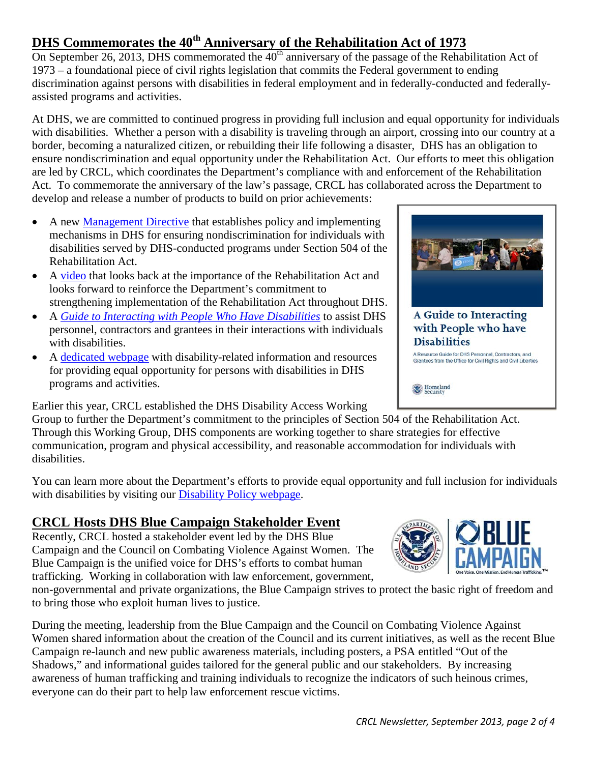## DHS Commemorates the 40th Anniversary of the Rehabilitation Act of 1973

On September 26, 2013, DHS commemorated the 40th anniversary of the passage of the Rehabilitation Act of 1973 – a foundational piece of civil rights legislation that commits the Federal government to ending discrimination against persons with disabilities in federal employment and in federally-conducted and federally-assisted programs and activities.

At DHS, we are committed to continued progress in providing full inclusion and equal opportunity for individuals with disabilities. Whether a person with a disability is traveling through an airport, crossing into our country at a border, becoming a naturalized citizen, or rebuilding their life following a disaster, DHS has an obligation to ensure nondiscrimination and equal opportunity under the Rehabilitation Act. Our efforts to meet this obligation are led by CRCL, which coordinates the Department's compliance with and enforcement of the Rehabilitation Act. To commemorate the anniversary of the law's passage, CRCL has collaborated across the Department to develop and release a number of products to build on prior achievements:

- A new Management Directive that establishes policy and implementing mechanisms in DHS for ensuring nondiscrimination for individuals with disabilities served by DHS-conducted programs under Section 504 of the Rehabilitation Act.
- A video that looks back at the importance of the Rehabilitation Act and looks forward to reinforce the Department's commitment to strengthening implementation of the Rehabilitation Act throughout DHS.
- A *Guide to Interacting with People Who Have Disabilities* to assist DHS personnel, contractors and grantees in their interactions with individuals with disabilities.
- A dedicated webpage with disability-related information and resources for providing equal opportunity for persons with disabilities in DHS programs and activities.

Earlier this year, CRCL established the DHS Disability Access Working Group to further the Department's commitment to the principles of Section 504 of the Rehabilitation Act. Through this Working Group, DHS components are working together to share strategies for effective communication, program and physical accessibility, and reasonable accommodation for individuals with disabilities.

You can learn more about the Department's efforts to provide equal opportunity and full inclusion for individuals with disabilities by visiting our Disability Policy webpage.

## CRCL Hosts DHS Blue Campaign Stakeholder Event

Recently, CRCL hosted a stakeholder event led by the DHS Blue Campaign and the Council on Combating Violence Against Women. The Blue Campaign is the unified voice for DHS's efforts to combat human trafficking. Working in collaboration with law enforcement, government, non-governmental and private organizations, the Blue Campaign strives to protect the basic right of freedom and to bring those who exploit human lives to justice.

During the meeting, leadership from the Blue Campaign and the Council on Combating Violence Against Women shared information about the creation of the Council and its current initiatives, as well as the recent Blue Campaign re-launch and new public awareness materials, including posters, a PSA entitled "Out of the Shadows," and informational guides tailored for the general public and our stakeholders. By increasing awareness of human trafficking and training individuals to recognize the indicators of such heinous crimes, everyone can do their part to help law enforcement rescue victims.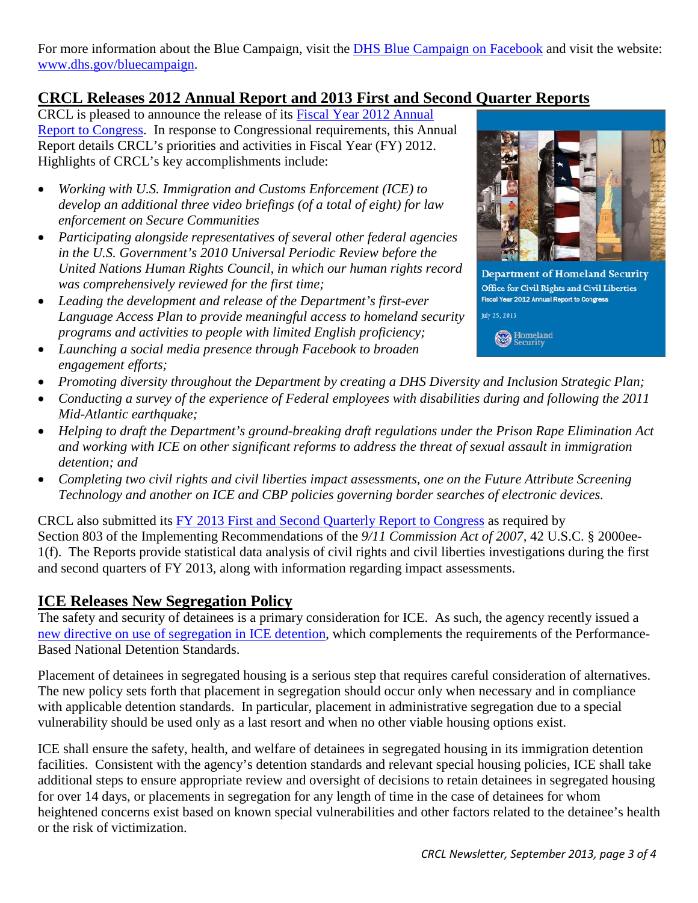For more information about the Blue Campaign, visit the DHS Blue Campaign on Facebook and visit the website: www.dhs.gov/bluecampaign.

## CRCL Releases 2012 Annual Report and 2013 First and Second Quarter Reports

CRCL is pleased to announce the release of its Fiscal Year 2012 Annual Report to Congress. In response to Congressional requirements, this Annual Report details CRCL's priorities and activities in Fiscal Year (FY) 2012. Highlights of CRCL's key accomplishments include:

- *Working with U.S. Immigration and Customs Enforcement (ICE) to develop an additional three video briefings (of a total of eight) for law enforcement on Secure Communities*
- *Participating alongside representatives of several other federal agencies in the U.S. Government's 2010 Universal Periodic Review before the United Nations Human Rights Council, in which our human rights record was comprehensively reviewed for the first time;*
- *Leading the development and release of the Department's first-ever Language Access Plan to provide meaningful access to homeland security programs and activities to people with limited English proficiency;*
- *Launching a social media presence through Facebook to broaden engagement efforts;*
- *Promoting diversity throughout the Department by creating a DHS Diversity and Inclusion Strategic Plan;*
- *Conducting a survey of the experience of Federal employees with disabilities during and following the 2011 Mid-Atlantic earthquake;*
- *Helping to draft the Department's ground-breaking draft regulations under the Prison Rape Elimination Act and working with ICE on other significant reforms to address the threat of sexual assault in immigration detention; and*
- *Completing two civil rights and civil liberties impact assessments, one on the Future Attribute Screening Technology and another on ICE and CBP policies governing border searches of electronic devices.*

Department of Homeland Security
Office for Civil Rights and Civil Liberties
Fiscal Year 2012 Annual Report to Congress
July 25, 2013

CRCL also submitted its FY 2013 First and Second Quarterly Report to Congress as required by Section 803 of the Implementing Recommendations of the *9/11 Commission Act of 2007*, 42 U.S.C. § 2000ee-1(f). The Reports provide statistical data analysis of civil rights and civil liberties investigations during the first and second quarters of FY 2013, along with information regarding impact assessments.

## ICE Releases New Segregation Policy

The safety and security of detainees is a primary consideration for ICE. As such, the agency recently issued a new directive on use of segregation in ICE detention, which complements the requirements of the Performance-Based National Detention Standards.

Placement of detainees in segregated housing is a serious step that requires careful consideration of alternatives. The new policy sets forth that placement in segregation should occur only when necessary and in compliance with applicable detention standards. In particular, placement in administrative segregation due to a special vulnerability should be used only as a last resort and when no other viable housing options exist.

ICE shall ensure the safety, health, and welfare of detainees in segregated housing in its immigration detention facilities. Consistent with the agency's detention standards and relevant special housing policies, ICE shall take additional steps to ensure appropriate review and oversight of decisions to retain detainees in segregated housing for over 14 days, or placements in segregation for any length of time in the case of detainees for whom heightened concerns exist based on known special vulnerabilities and other factors related to the detainee's health or the risk of victimization.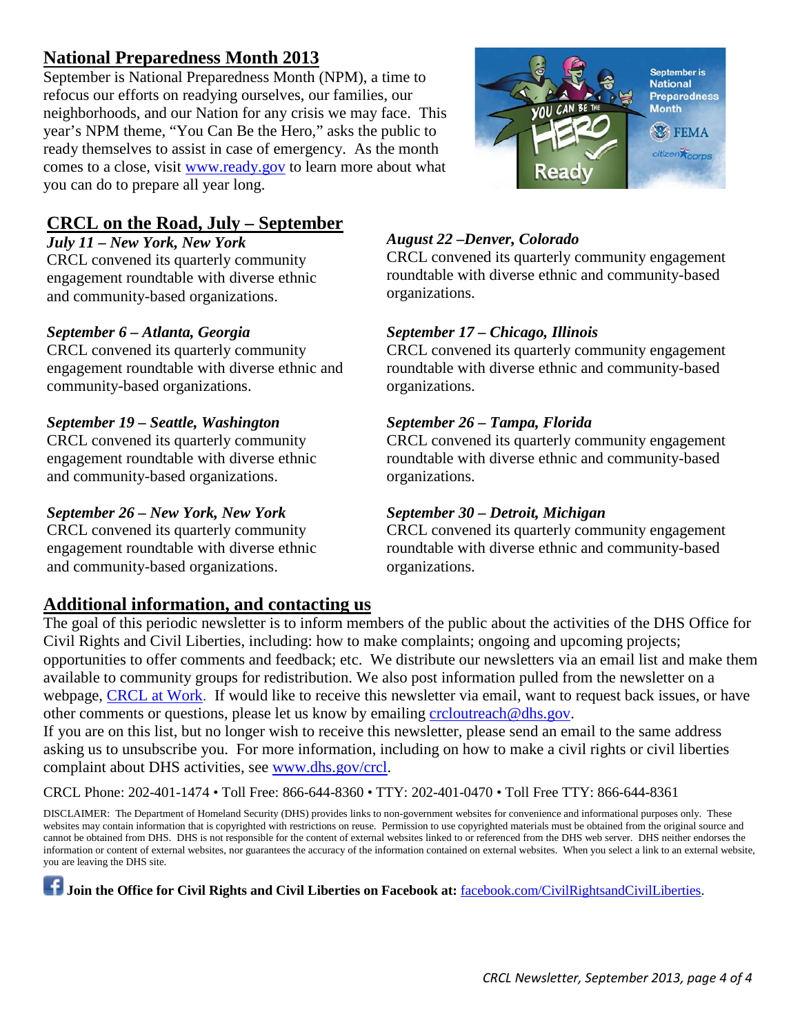## National Preparedness Month 2013

September is National Preparedness Month (NPM), a time to refocus our efforts on readying ourselves, our families, our neighborhoods, and our Nation for any crisis we may face. This year's NPM theme, "You Can Be the Hero," asks the public to ready themselves to assist in case of emergency. As the month comes to a close, visit [www.ready.gov](http://www.ready.gov) to learn more about what you can do to prepare all year long.

## CRCL on the Road, July – September

***July 11 – New York, New York***
CRCL convened its quarterly community engagement roundtable with diverse ethnic and community-based organizations.

***September 6 – Atlanta, Georgia***
CRCL convened its quarterly community engagement roundtable with diverse ethnic and community-based organizations.

***September 19 – Seattle, Washington***
CRCL convened its quarterly community engagement roundtable with diverse ethnic and community-based organizations.

***September 26 – New York, New York***
CRCL convened its quarterly community engagement roundtable with diverse ethnic and community-based organizations.

***August 22 –Denver, Colorado***
CRCL convened its quarterly community engagement roundtable with diverse ethnic and community-based organizations.

***September 17 – Chicago, Illinois***
CRCL convened its quarterly community engagement roundtable with diverse ethnic and community-based organizations.

***September 26 – Tampa, Florida***
CRCL convened its quarterly community engagement roundtable with diverse ethnic and community-based organizations.

***September 30 – Detroit, Michigan***
CRCL convened its quarterly community engagement roundtable with diverse ethnic and community-based organizations.

## Additional information, and contacting us

The goal of this periodic newsletter is to inform members of the public about the activities of the DHS Office for Civil Rights and Civil Liberties, including: how to make complaints; ongoing and upcoming projects; opportunities to offer comments and feedback; etc. We distribute our newsletters via an email list and make them available to community groups for redistribution. We also post information pulled from the newsletter on a webpage, CRCL at Work. If would like to receive this newsletter via email, want to request back issues, or have other comments or questions, please let us know by emailing [crcloutreach@dhs.gov](mailto:crcloutreach@dhs.gov).
If you are on this list, but no longer wish to receive this newsletter, please send an email to the same address asking us to unsubscribe you. For more information, including on how to make a civil rights or civil liberties complaint about DHS activities, see [www.dhs.gov/crcl](http://www.dhs.gov/crcl).

CRCL Phone: 202-401-1474 • Toll Free: 866-644-8360 • TTY: 202-401-0470 • Toll Free TTY: 866-644-8361

DISCLAIMER: The Department of Homeland Security (DHS) provides links to non-government websites for convenience and informational purposes only. These websites may contain information that is copyrighted with restrictions on reuse. Permission to use copyrighted materials must be obtained from the original source and cannot be obtained from DHS. DHS is not responsible for the content of external websites linked to or referenced from the DHS web server. DHS neither endorses the information or content of external websites, nor guarantees the accuracy of the information contained on external websites. When you select a link to an external website, you are leaving the DHS site.

**Join the Office for Civil Rights and Civil Liberties on Facebook at:** [facebook.com/CivilRightsandCivilLiberties](http://facebook.com/CivilRightsandCivilLiberties).